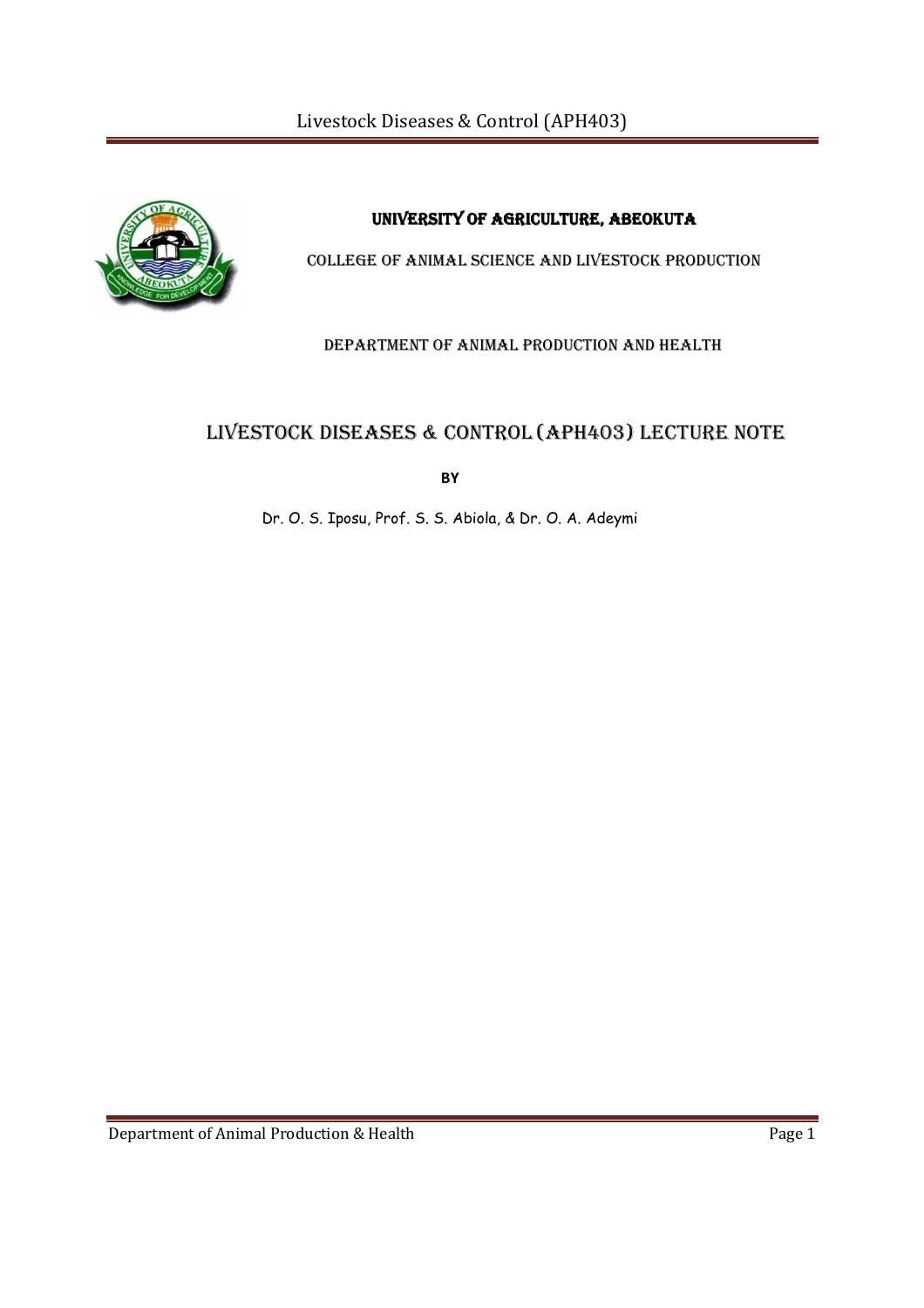# UNIVERSITY OF AGRICULTURE, ABEOKUTA

## COLLEGE OF ANIMAL SCIENCE AND LIVESTOCK PRODUCTION

### DEPARTMENT OF ANIMAL PRODUCTION AND HEALTH

# LIVESTOCK DISEASES & CONTROL (APH403) LECTURE NOTE

**BY**

Dr. O. S. Iposu, Prof. S. S. Abiola, & Dr. O. A. Adeymi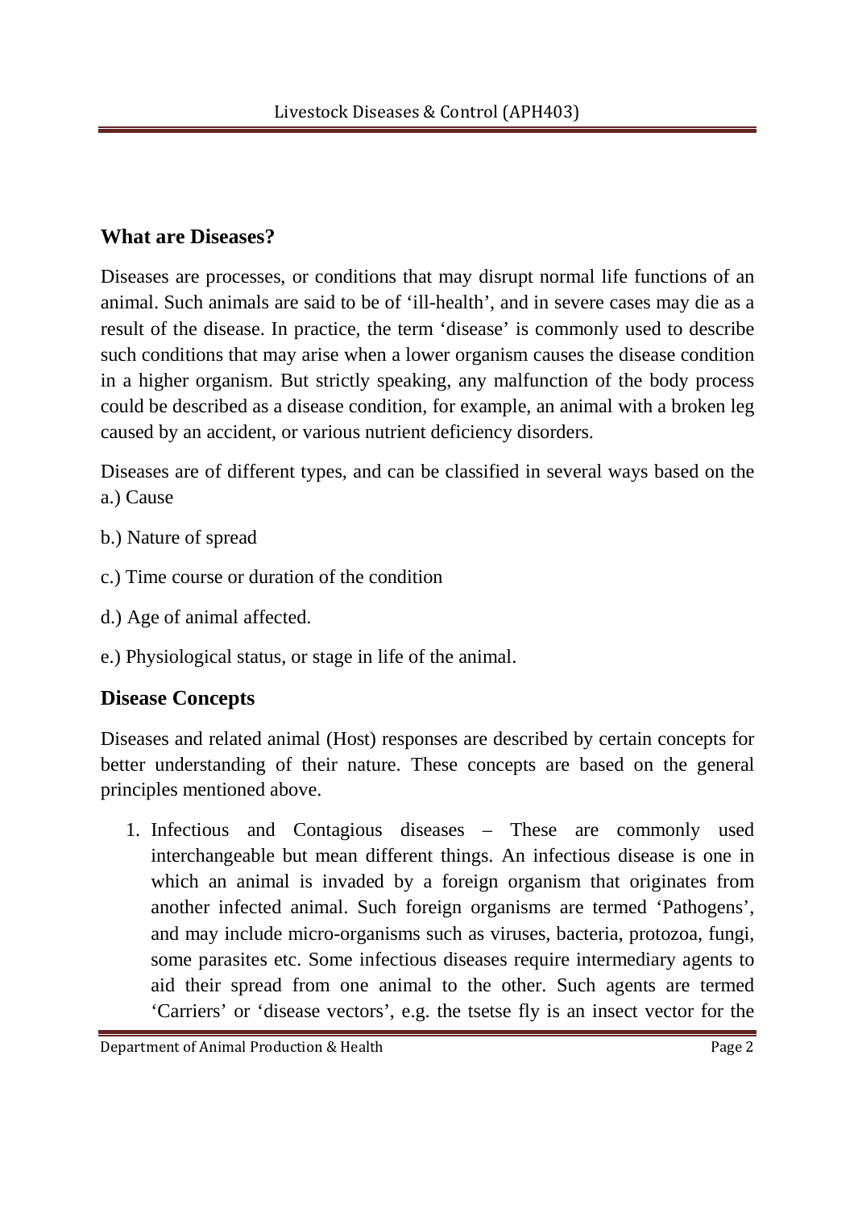## What are Diseases?

Diseases are processes, or conditions that may disrupt normal life functions of an animal. Such animals are said to be of 'ill-health', and in severe cases may die as a result of the disease. In practice, the term 'disease' is commonly used to describe such conditions that may arise when a lower organism causes the disease condition in a higher organism. But strictly speaking, any malfunction of the body process could be described as a disease condition, for example, an animal with a broken leg caused by an accident, or various nutrient deficiency disorders.

Diseases are of different types, and can be classified in several ways based on the

a.) Cause

b.) Nature of spread

c.) Time course or duration of the condition

d.) Age of animal affected.

e.) Physiological status, or stage in life of the animal.

## Disease Concepts

Diseases and related animal (Host) responses are described by certain concepts for better understanding of their nature. These concepts are based on the general principles mentioned above.

1. Infectious and Contagious diseases – These are commonly used interchangeable but mean different things. An infectious disease is one in which an animal is invaded by a foreign organism that originates from another infected animal. Such foreign organisms are termed 'Pathogens', and may include micro-organisms such as viruses, bacteria, protozoa, fungi, some parasites etc. Some infectious diseases require intermediary agents to aid their spread from one animal to the other. Such agents are termed 'Carriers' or 'disease vectors', e.g. the tsetse fly is an insect vector for the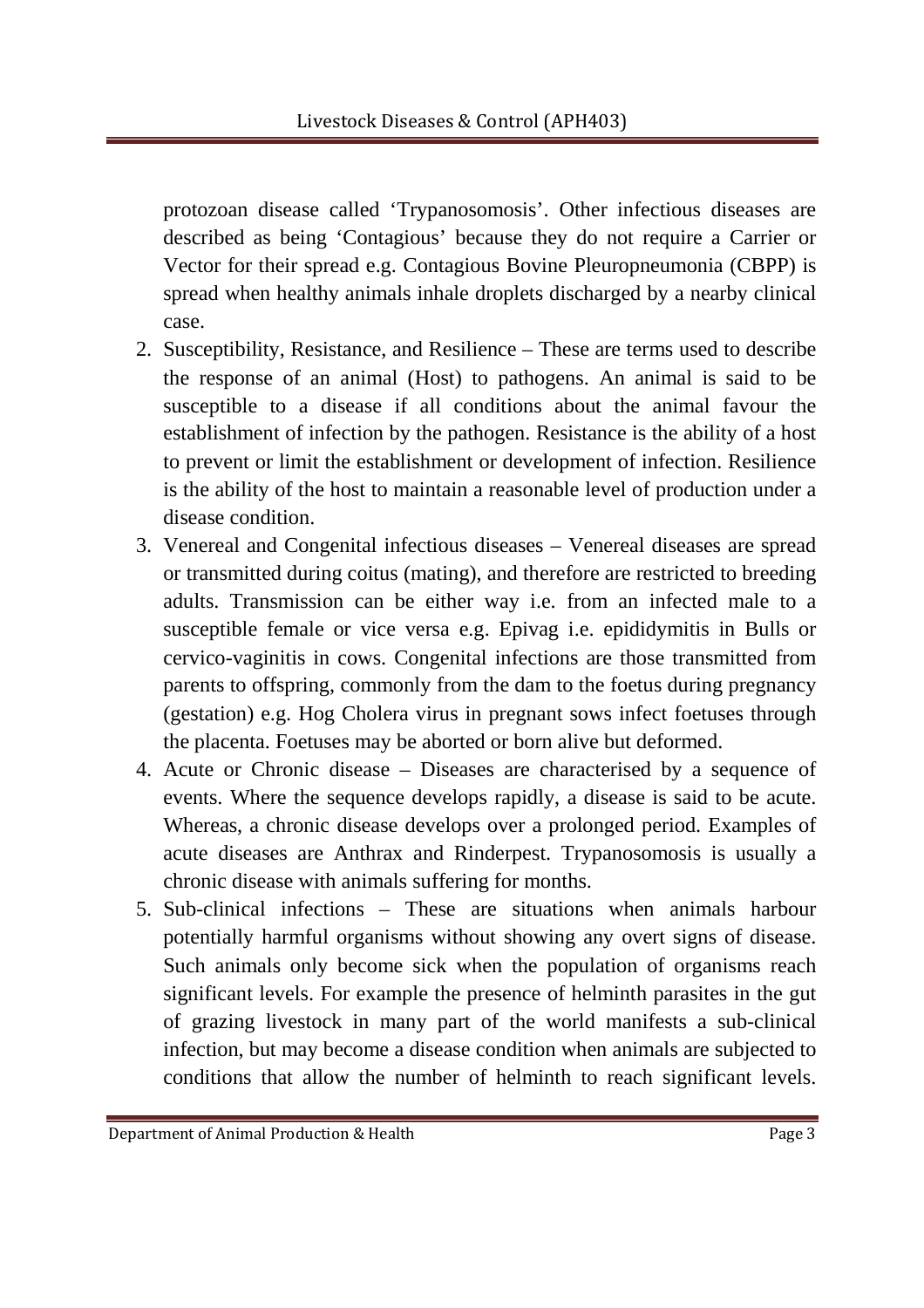protozoan disease called 'Trypanosomosis'. Other infectious diseases are described as being 'Contagious' because they do not require a Carrier or Vector for their spread e.g. Contagious Bovine Pleuropneumonia (CBPP) is spread when healthy animals inhale droplets discharged by a nearby clinical case.

2. Susceptibility, Resistance, and Resilience – These are terms used to describe the response of an animal (Host) to pathogens. An animal is said to be susceptible to a disease if all conditions about the animal favour the establishment of infection by the pathogen. Resistance is the ability of a host to prevent or limit the establishment or development of infection. Resilience is the ability of the host to maintain a reasonable level of production under a disease condition.
3. Venereal and Congenital infectious diseases – Venereal diseases are spread or transmitted during coitus (mating), and therefore are restricted to breeding adults. Transmission can be either way i.e. from an infected male to a susceptible female or vice versa e.g. Epivag i.e. epididymitis in Bulls or cervico-vaginitis in cows. Congenital infections are those transmitted from parents to offspring, commonly from the dam to the foetus during pregnancy (gestation) e.g. Hog Cholera virus in pregnant sows infect foetuses through the placenta. Foetuses may be aborted or born alive but deformed.
4. Acute or Chronic disease – Diseases are characterised by a sequence of events. Where the sequence develops rapidly, a disease is said to be acute. Whereas, a chronic disease develops over a prolonged period. Examples of acute diseases are Anthrax and Rinderpest. Trypanosomosis is usually a chronic disease with animals suffering for months.
5. Sub-clinical infections – These are situations when animals harbour potentially harmful organisms without showing any overt signs of disease. Such animals only become sick when the population of organisms reach significant levels. For example the presence of helminth parasites in the gut of grazing livestock in many part of the world manifests a sub-clinical infection, but may become a disease condition when animals are subjected to conditions that allow the number of helminth to reach significant levels.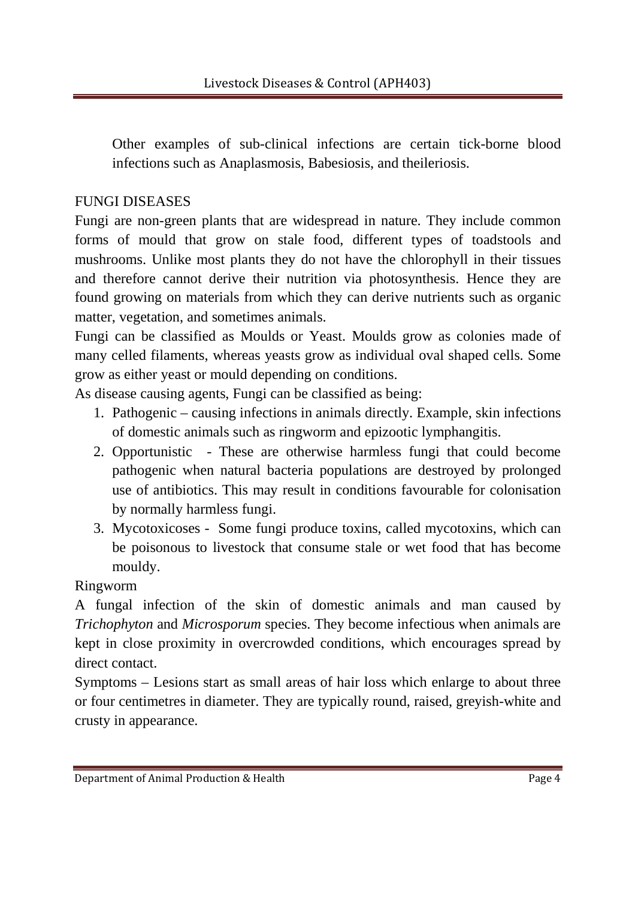Other examples of sub-clinical infections are certain tick-borne blood infections such as Anaplasmosis, Babesiosis, and theileriosis.

## FUNGI DISEASES

Fungi are non-green plants that are widespread in nature. They include common forms of mould that grow on stale food, different types of toadstools and mushrooms. Unlike most plants they do not have the chlorophyll in their tissues and therefore cannot derive their nutrition via photosynthesis. Hence they are found growing on materials from which they can derive nutrients such as organic matter, vegetation, and sometimes animals.

Fungi can be classified as Moulds or Yeast. Moulds grow as colonies made of many celled filaments, whereas yeasts grow as individual oval shaped cells. Some grow as either yeast or mould depending on conditions.

As disease causing agents, Fungi can be classified as being:

1. Pathogenic – causing infections in animals directly. Example, skin infections of domestic animals such as ringworm and epizootic lymphangitis.
2. Opportunistic - These are otherwise harmless fungi that could become pathogenic when natural bacteria populations are destroyed by prolonged use of antibiotics. This may result in conditions favourable for colonisation by normally harmless fungi.
3. Mycotoxicoses - Some fungi produce toxins, called mycotoxins, which can be poisonous to livestock that consume stale or wet food that has become mouldy.

### Ringworm

A fungal infection of the skin of domestic animals and man caused by *Trichophyton* and *Microsporum* species. They become infectious when animals are kept in close proximity in overcrowded conditions, which encourages spread by direct contact.

Symptoms – Lesions start as small areas of hair loss which enlarge to about three or four centimetres in diameter. They are typically round, raised, greyish-white and crusty in appearance.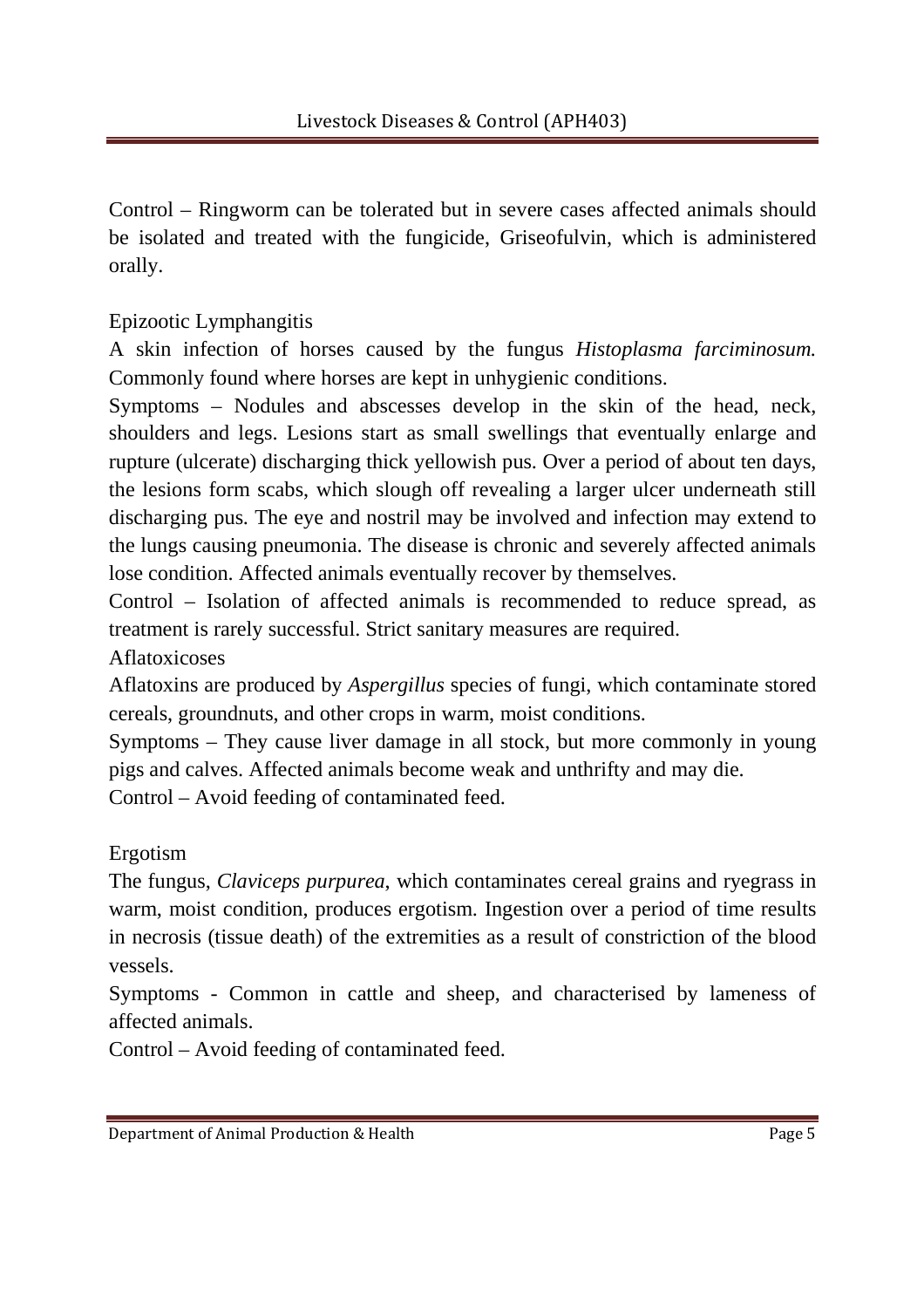Control – Ringworm can be tolerated but in severe cases affected animals should be isolated and treated with the fungicide, Griseofulvin, which is administered orally.

### Epizootic Lymphangitis

A skin infection of horses caused by the fungus *Histoplasma farciminosum.* Commonly found where horses are kept in unhygienic conditions.

Symptoms – Nodules and abscesses develop in the skin of the head, neck, shoulders and legs. Lesions start as small swellings that eventually enlarge and rupture (ulcerate) discharging thick yellowish pus. Over a period of about ten days, the lesions form scabs, which slough off revealing a larger ulcer underneath still discharging pus. The eye and nostril may be involved and infection may extend to the lungs causing pneumonia. The disease is chronic and severely affected animals lose condition. Affected animals eventually recover by themselves.

Control – Isolation of affected animals is recommended to reduce spread, as treatment is rarely successful. Strict sanitary measures are required.

### Aflatoxicoses

Aflatoxins are produced by *Aspergillus* species of fungi, which contaminate stored cereals, groundnuts, and other crops in warm, moist conditions.

Symptoms – They cause liver damage in all stock, but more commonly in young pigs and calves. Affected animals become weak and unthrifty and may die.

Control – Avoid feeding of contaminated feed.

### Ergotism

The fungus, *Claviceps purpurea*, which contaminates cereal grains and ryegrass in warm, moist condition, produces ergotism. Ingestion over a period of time results in necrosis (tissue death) of the extremities as a result of constriction of the blood vessels.

Symptoms - Common in cattle and sheep, and characterised by lameness of affected animals.

Control – Avoid feeding of contaminated feed.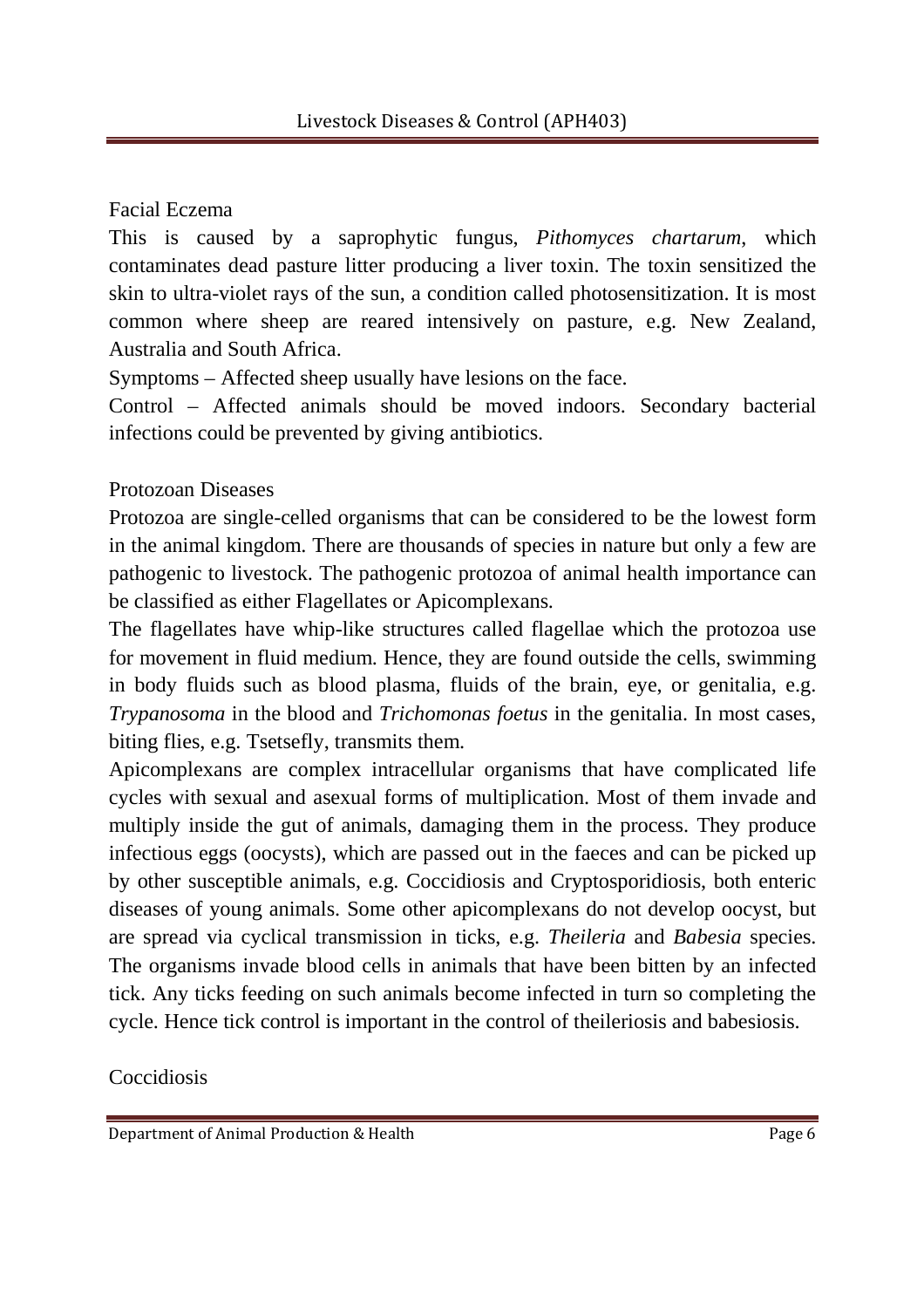## Facial Eczema

This is caused by a saprophytic fungus, *Pithomyces chartarum*, which contaminates dead pasture litter producing a liver toxin. The toxin sensitized the skin to ultra-violet rays of the sun, a condition called photosensitization. It is most common where sheep are reared intensively on pasture, e.g. New Zealand, Australia and South Africa.

Symptoms – Affected sheep usually have lesions on the face.

Control – Affected animals should be moved indoors. Secondary bacterial infections could be prevented by giving antibiotics.

## Protozoan Diseases

Protozoa are single-celled organisms that can be considered to be the lowest form in the animal kingdom. There are thousands of species in nature but only a few are pathogenic to livestock. The pathogenic protozoa of animal health importance can be classified as either Flagellates or Apicomplexans.

The flagellates have whip-like structures called flagellae which the protozoa use for movement in fluid medium. Hence, they are found outside the cells, swimming in body fluids such as blood plasma, fluids of the brain, eye, or genitalia, e.g. *Trypanosoma* in the blood and *Trichomonas foetus* in the genitalia. In most cases, biting flies, e.g. Tsetsefly, transmits them.

Apicomplexans are complex intracellular organisms that have complicated life cycles with sexual and asexual forms of multiplication. Most of them invade and multiply inside the gut of animals, damaging them in the process. They produce infectious eggs (oocysts), which are passed out in the faeces and can be picked up by other susceptible animals, e.g. Coccidiosis and Cryptosporidiosis, both enteric diseases of young animals. Some other apicomplexans do not develop oocyst, but are spread via cyclical transmission in ticks, e.g. *Theileria* and *Babesia* species. The organisms invade blood cells in animals that have been bitten by an infected tick. Any ticks feeding on such animals become infected in turn so completing the cycle. Hence tick control is important in the control of theileriosis and babesiosis.

### Coccidiosis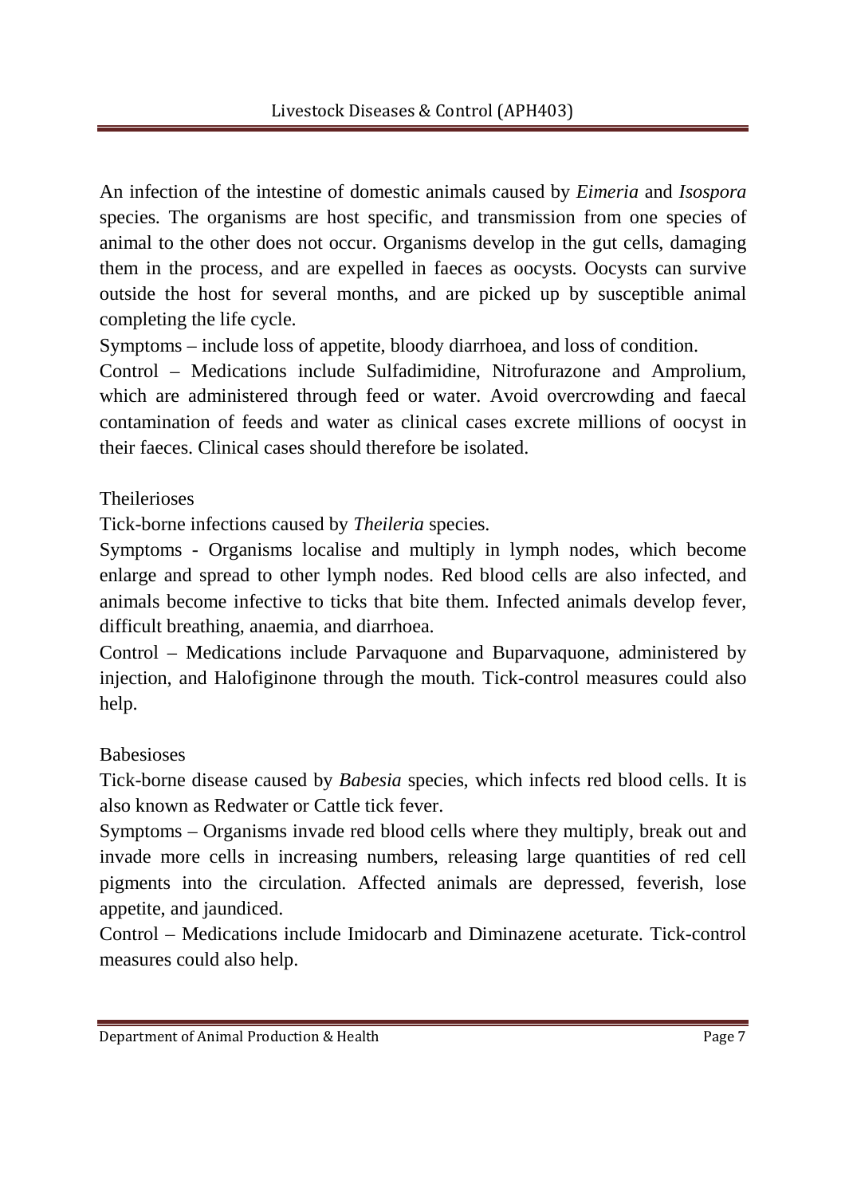An infection of the intestine of domestic animals caused by *Eimeria* and *Isospora* species. The organisms are host specific, and transmission from one species of animal to the other does not occur. Organisms develop in the gut cells, damaging them in the process, and are expelled in faeces as oocysts. Oocysts can survive outside the host for several months, and are picked up by susceptible animal completing the life cycle.

Symptoms – include loss of appetite, bloody diarrhoea, and loss of condition.

Control – Medications include Sulfadimidine, Nitrofurazone and Amprolium, which are administered through feed or water. Avoid overcrowding and faecal contamination of feeds and water as clinical cases excrete millions of oocyst in their faeces. Clinical cases should therefore be isolated.

### Theilerioses

Tick-borne infections caused by *Theileria* species.

Symptoms - Organisms localise and multiply in lymph nodes, which become enlarge and spread to other lymph nodes. Red blood cells are also infected, and animals become infective to ticks that bite them. Infected animals develop fever, difficult breathing, anaemia, and diarrhoea.

Control – Medications include Parvaquone and Buparvaquone, administered by injection, and Halofiginone through the mouth. Tick-control measures could also help.

### Babesioses

Tick-borne disease caused by *Babesia* species, which infects red blood cells. It is also known as Redwater or Cattle tick fever.

Symptoms – Organisms invade red blood cells where they multiply, break out and invade more cells in increasing numbers, releasing large quantities of red cell pigments into the circulation. Affected animals are depressed, feverish, lose appetite, and jaundiced.

Control – Medications include Imidocarb and Diminazene aceturate. Tick-control measures could also help.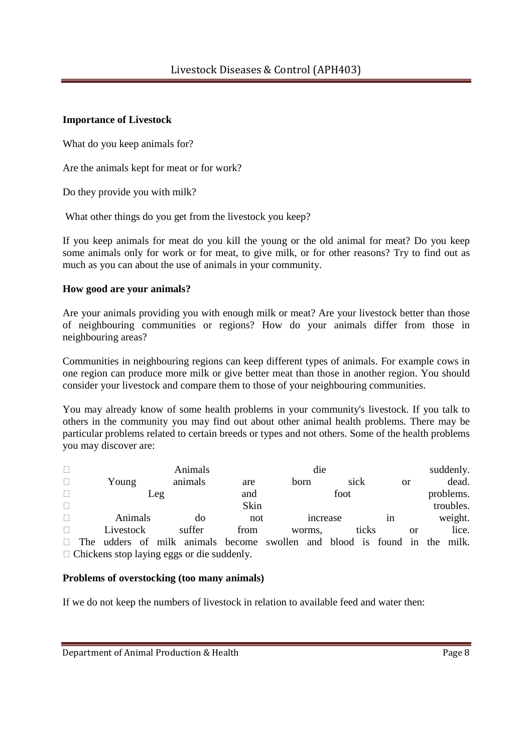**Importance of Livestock**

What do you keep animals for?

Are the animals kept for meat or for work?

Do they provide you with milk?

What other things do you get from the livestock you keep?

If you keep animals for meat do you kill the young or the old animal for meat? Do you keep some animals only for work or for meat, to give milk, or for other reasons? Try to find out as much as you can about the use of animals in your community.

**How good are your animals?**

Are your animals providing you with enough milk or meat? Are your livestock better than those of neighbouring communities or regions? How do your animals differ from those in neighbouring areas?

Communities in neighbouring regions can keep different types of animals. For example cows in one region can produce more milk or give better meat than those in another region. You should consider your livestock and compare them to those of your neighbouring communities.

You may already know of some health problems in your community's livestock. If you talk to others in the community you may find out about other animal health problems. There may be particular problems related to certain breeds or types and not others. Some of the health problems you may discover are:

- Animals die suddenly.
- Young animals are born sick or dead.
- Leg and foot problems.
- Skin troubles.
- Animals do not increase in weight.
- Livestock suffer from worms, ticks or lice.
- The udders of milk animals become swollen and blood is found in the milk.
- Chickens stop laying eggs or die suddenly.

**Problems of overstocking (too many animals)**

If we do not keep the numbers of livestock in relation to available feed and water then: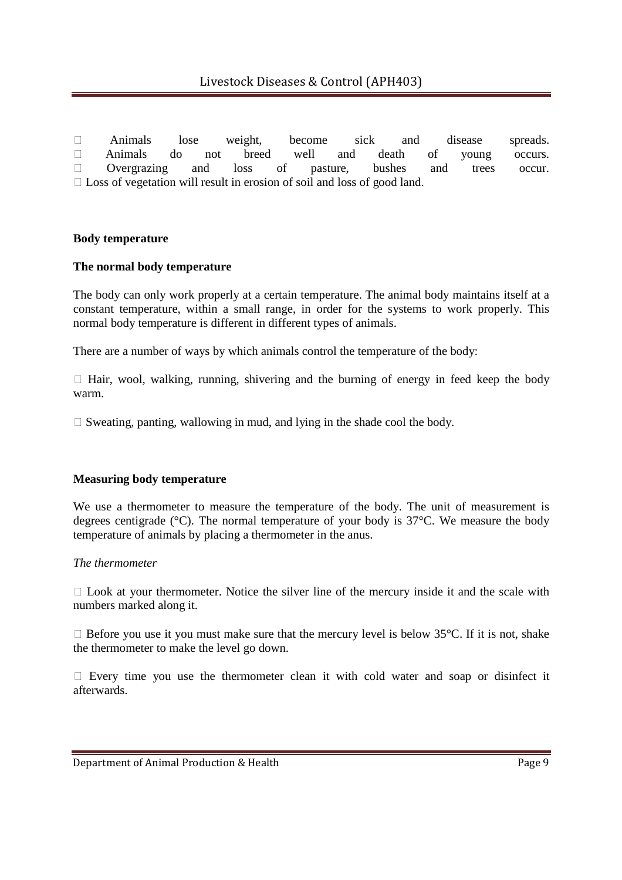- Animals lose weight, become sick and disease spreads.
- Animals do not breed well and death of young occurs.
- Overgrazing and loss of pasture, bushes and trees occur.
- Loss of vegetation will result in erosion of soil and loss of good land.

**Body temperature**

**The normal body temperature**

The body can only work properly at a certain temperature. The animal body maintains itself at a constant temperature, within a small range, in order for the systems to work properly. This normal body temperature is different in different types of animals.

There are a number of ways by which animals control the temperature of the body:

- Hair, wool, walking, running, shivering and the burning of energy in feed keep the body warm.

- Sweating, panting, wallowing in mud, and lying in the shade cool the body.

**Measuring body temperature**

We use a thermometer to measure the temperature of the body. The unit of measurement is degrees centigrade (°C). The normal temperature of your body is 37°C. We measure the body temperature of animals by placing a thermometer in the anus.

*The thermometer*

- Look at your thermometer. Notice the silver line of the mercury inside it and the scale with numbers marked along it.

- Before you use it you must make sure that the mercury level is below 35°C. If it is not, shake the thermometer to make the level go down.

- Every time you use the thermometer clean it with cold water and soap or disinfect it afterwards.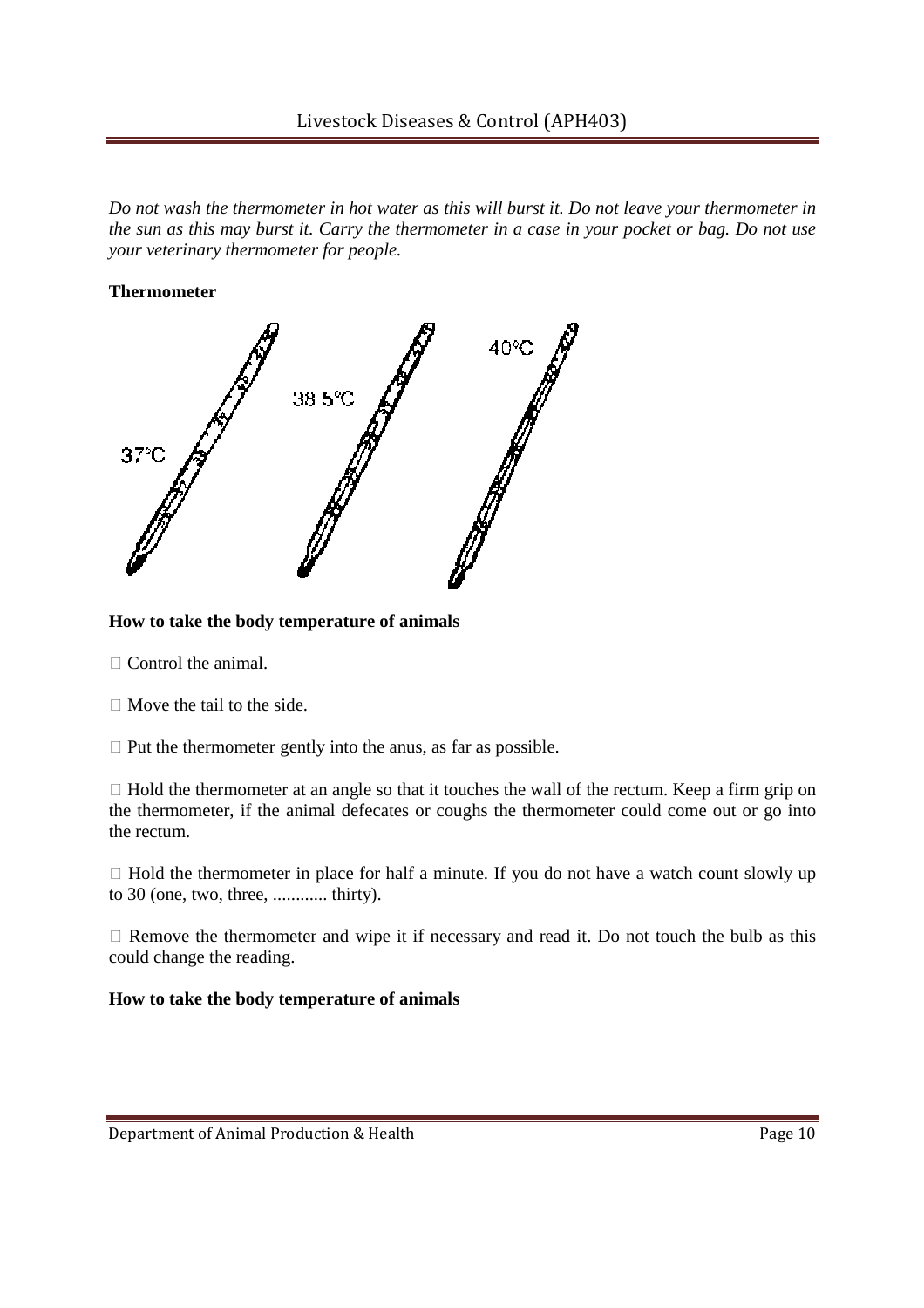*Do not wash the thermometer in hot water as this will burst it. Do not leave your thermometer in the sun as this may burst it. Carry the thermometer in a case in your pocket or bag. Do not use your veterinary thermometer for people.*

**Thermometer**

37°C

38.5°C

40°C

**How to take the body temperature of animals**

- Control the animal.
- Move the tail to the side.
- Put the thermometer gently into the anus, as far as possible.
- Hold the thermometer at an angle so that it touches the wall of the rectum. Keep a firm grip on the thermometer, if the animal defecates or coughs the thermometer could come out or go into the rectum.
- Hold the thermometer in place for half a minute. If you do not have a watch count slowly up to 30 (one, two, three, ............ thirty).
- Remove the thermometer and wipe it if necessary and read it. Do not touch the bulb as this could change the reading.

**How to take the body temperature of animals**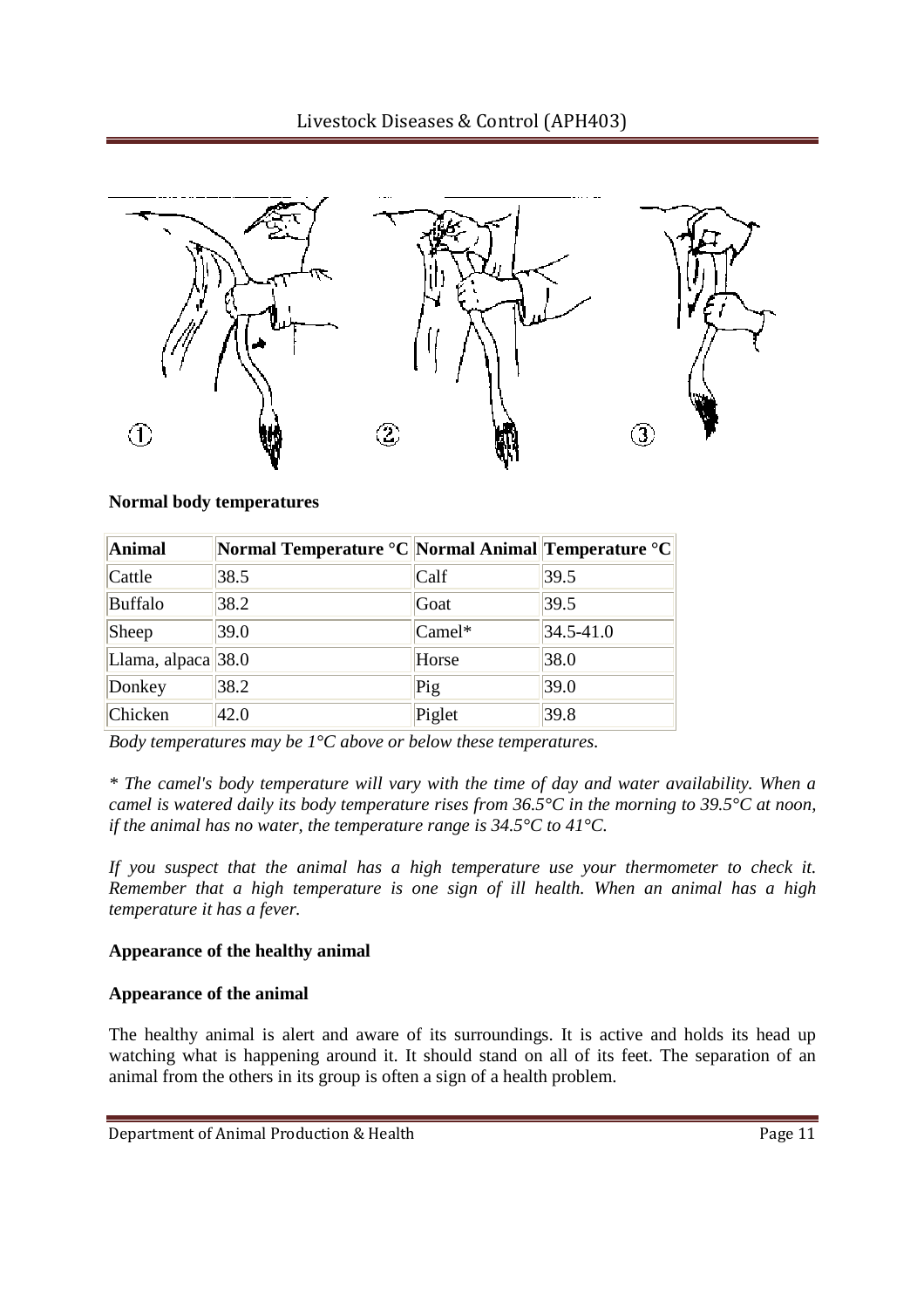**Normal body temperatures**

| Animal | Normal Temperature °C | Normal Animal | Temperature °C |
|---|---|---|---|
| Cattle | 38.5 | Calf | 39.5 |
| Buffalo | 38.2 | Goat | 39.5 |
| Sheep | 39.0 | Camel* | 34.5-41.0 |
| Llama, alpaca | 38.0 | Horse | 38.0 |
| Donkey | 38.2 | Pig | 39.0 |
| Chicken | 42.0 | Piglet | 39.8 |

*Body temperatures may be 1°C above or below these temperatures.*

*\* The camel's body temperature will vary with the time of day and water availability. When a camel is watered daily its body temperature rises from 36.5°C in the morning to 39.5°C at noon, if the animal has no water, the temperature range is 34.5°C to 41°C.*

*If you suspect that the animal has a high temperature use your thermometer to check it. Remember that a high temperature is one sign of ill health. When an animal has a high temperature it has a fever.*

**Appearance of the healthy animal**

**Appearance of the animal**

The healthy animal is alert and aware of its surroundings. It is active and holds its head up watching what is happening around it. It should stand on all of its feet. The separation of an animal from the others in its group is often a sign of a health problem.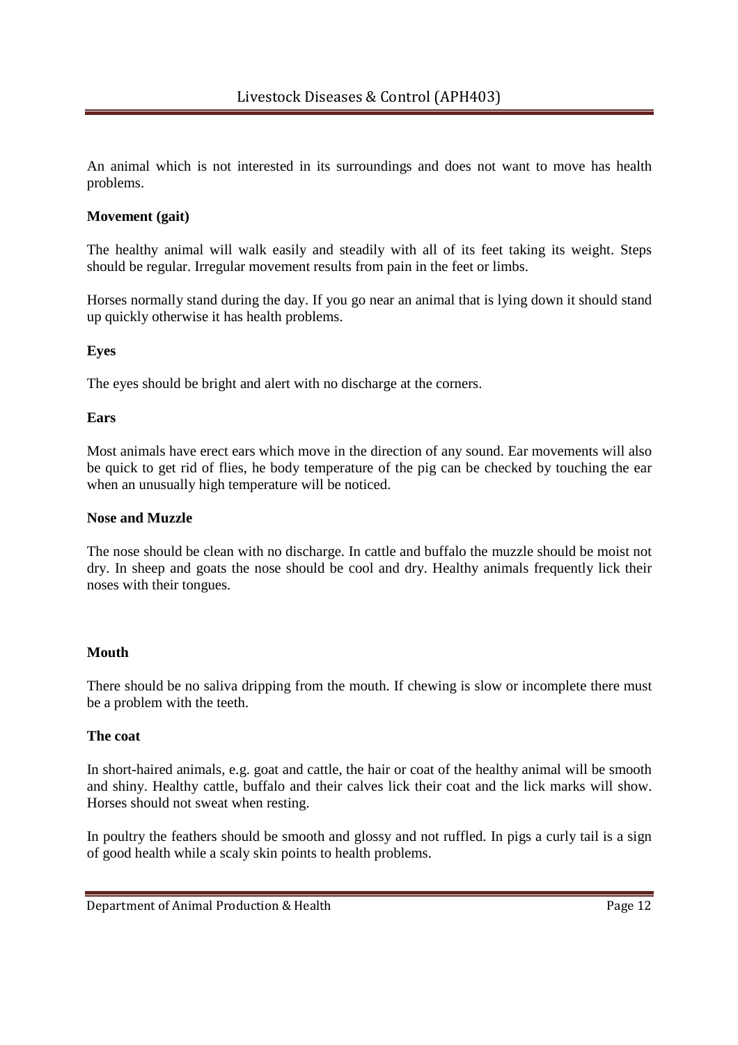An animal which is not interested in its surroundings and does not want to move has health problems.

**Movement (gait)**

The healthy animal will walk easily and steadily with all of its feet taking its weight. Steps should be regular. Irregular movement results from pain in the feet or limbs.

Horses normally stand during the day. If you go near an animal that is lying down it should stand up quickly otherwise it has health problems.

**Eyes**

The eyes should be bright and alert with no discharge at the corners.

**Ears**

Most animals have erect ears which move in the direction of any sound. Ear movements will also be quick to get rid of flies, he body temperature of the pig can be checked by touching the ear when an unusually high temperature will be noticed.

**Nose and Muzzle**

The nose should be clean with no discharge. In cattle and buffalo the muzzle should be moist not dry. In sheep and goats the nose should be cool and dry. Healthy animals frequently lick their noses with their tongues.

**Mouth**

There should be no saliva dripping from the mouth. If chewing is slow or incomplete there must be a problem with the teeth.

**The coat**

In short-haired animals, e.g. goat and cattle, the hair or coat of the healthy animal will be smooth and shiny. Healthy cattle, buffalo and their calves lick their coat and the lick marks will show. Horses should not sweat when resting.

In poultry the feathers should be smooth and glossy and not ruffled. In pigs a curly tail is a sign of good health while a scaly skin points to health problems.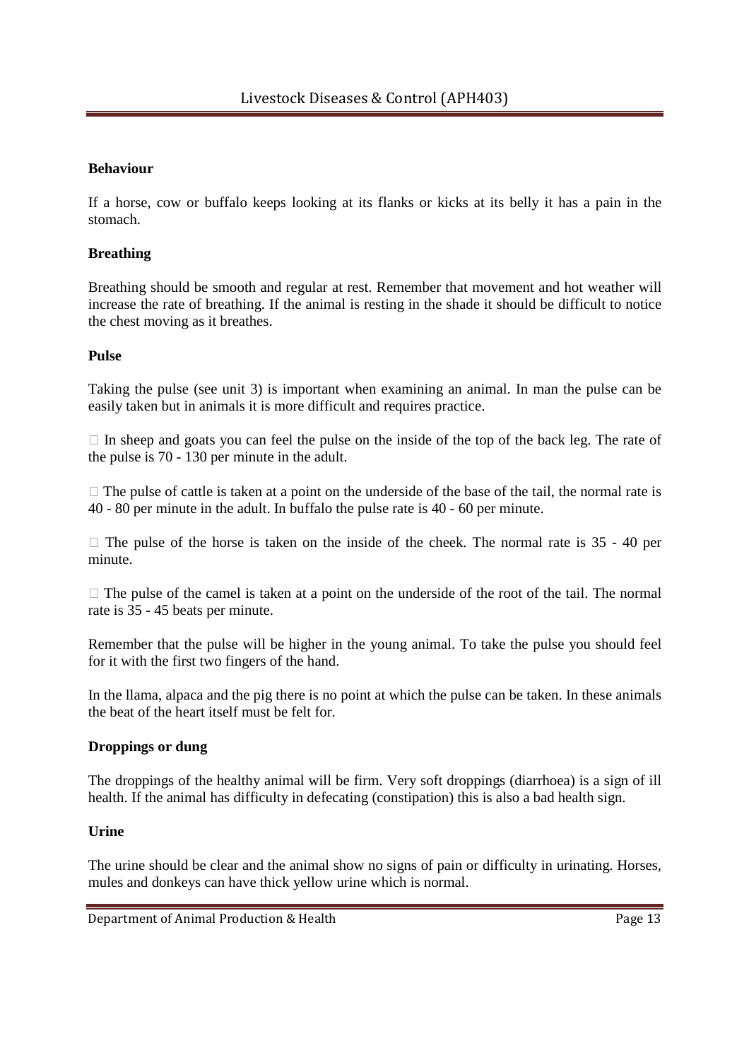**Behaviour**

If a horse, cow or buffalo keeps looking at its flanks or kicks at its belly it has a pain in the stomach.

**Breathing**

Breathing should be smooth and regular at rest. Remember that movement and hot weather will increase the rate of breathing. If the animal is resting in the shade it should be difficult to notice the chest moving as it breathes.

**Pulse**

Taking the pulse (see unit 3) is important when examining an animal. In man the pulse can be easily taken but in animals it is more difficult and requires practice.

- In sheep and goats you can feel the pulse on the inside of the top of the back leg. The rate of the pulse is 70 - 130 per minute in the adult.

- The pulse of cattle is taken at a point on the underside of the base of the tail, the normal rate is 40 - 80 per minute in the adult. In buffalo the pulse rate is 40 - 60 per minute.

- The pulse of the horse is taken on the inside of the cheek. The normal rate is 35 - 40 per minute.

- The pulse of the camel is taken at a point on the underside of the root of the tail. The normal rate is 35 - 45 beats per minute.

Remember that the pulse will be higher in the young animal. To take the pulse you should feel for it with the first two fingers of the hand.

In the llama, alpaca and the pig there is no point at which the pulse can be taken. In these animals the beat of the heart itself must be felt for.

**Droppings or dung**

The droppings of the healthy animal will be firm. Very soft droppings (diarrhoea) is a sign of ill health. If the animal has difficulty in defecating (constipation) this is also a bad health sign.

**Urine**

The urine should be clear and the animal show no signs of pain or difficulty in urinating. Horses, mules and donkeys can have thick yellow urine which is normal.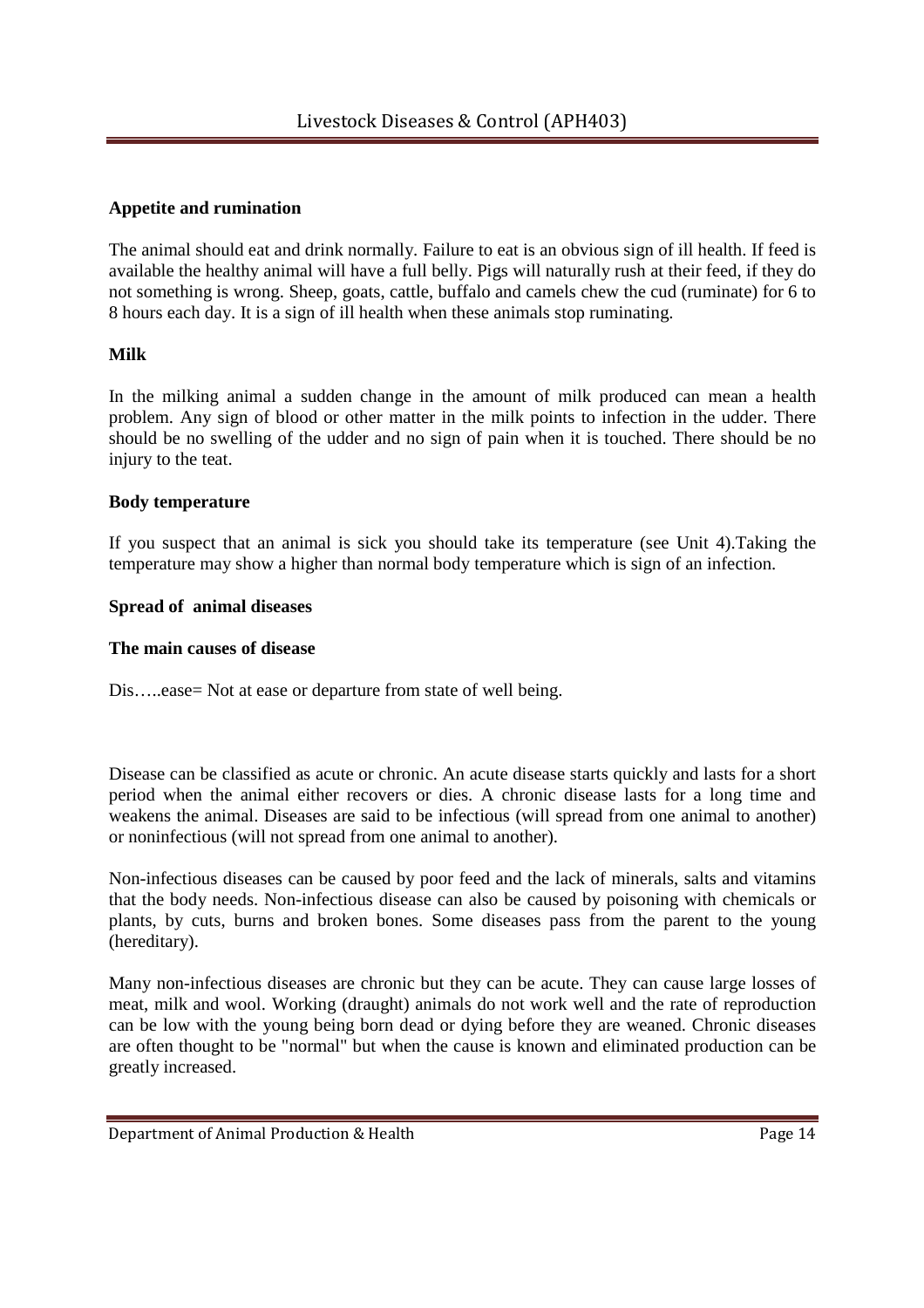**Appetite and rumination**

The animal should eat and drink normally. Failure to eat is an obvious sign of ill health. If feed is available the healthy animal will have a full belly. Pigs will naturally rush at their feed, if they do not something is wrong. Sheep, goats, cattle, buffalo and camels chew the cud (ruminate) for 6 to 8 hours each day. It is a sign of ill health when these animals stop ruminating.

**Milk**

In the milking animal a sudden change in the amount of milk produced can mean a health problem. Any sign of blood or other matter in the milk points to infection in the udder. There should be no swelling of the udder and no sign of pain when it is touched. There should be no injury to the teat.

**Body temperature**

If you suspect that an animal is sick you should take its temperature (see Unit 4).Taking the temperature may show a higher than normal body temperature which is sign of an infection.

**Spread of animal diseases**

**The main causes of disease**

Dis…..ease= Not at ease or departure from state of well being.

Disease can be classified as acute or chronic. An acute disease starts quickly and lasts for a short period when the animal either recovers or dies. A chronic disease lasts for a long time and weakens the animal. Diseases are said to be infectious (will spread from one animal to another) or noninfectious (will not spread from one animal to another).

Non-infectious diseases can be caused by poor feed and the lack of minerals, salts and vitamins that the body needs. Non-infectious disease can also be caused by poisoning with chemicals or plants, by cuts, burns and broken bones. Some diseases pass from the parent to the young (hereditary).

Many non-infectious diseases are chronic but they can be acute. They can cause large losses of meat, milk and wool. Working (draught) animals do not work well and the rate of reproduction can be low with the young being born dead or dying before they are weaned. Chronic diseases are often thought to be "normal" but when the cause is known and eliminated production can be greatly increased.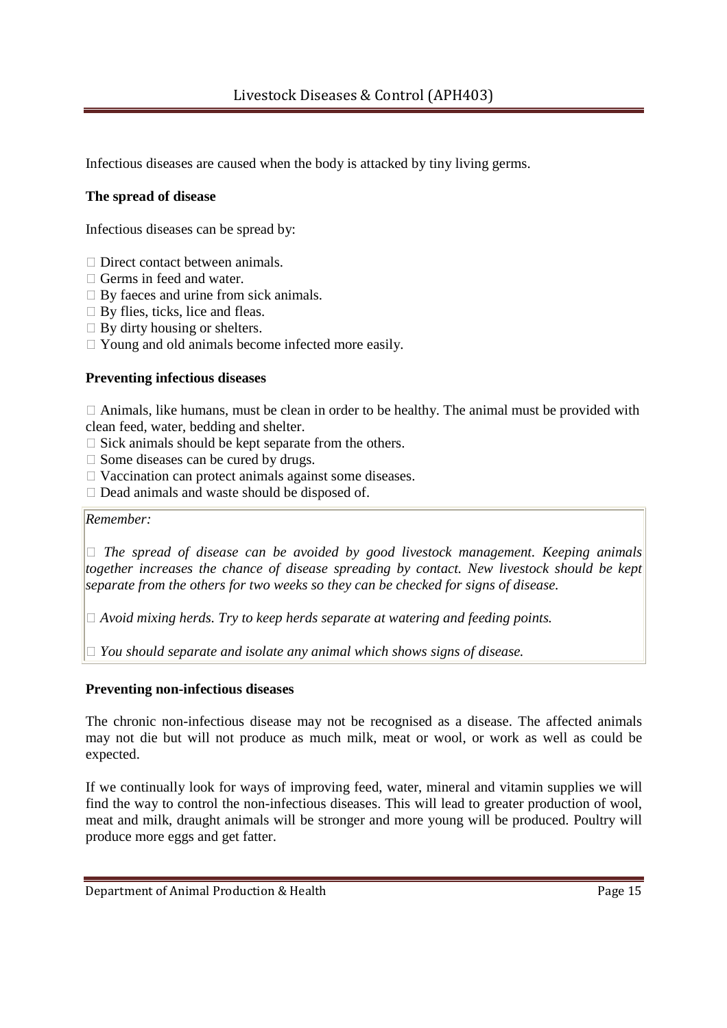Infectious diseases are caused when the body is attacked by tiny living germs.

**The spread of disease**

Infectious diseases can be spread by:

- Direct contact between animals.
- Germs in feed and water.
- By faeces and urine from sick animals.
- By flies, ticks, lice and fleas.
- By dirty housing or shelters.
- Young and old animals become infected more easily.

**Preventing infectious diseases**

- Animals, like humans, must be clean in order to be healthy. The animal must be provided with clean feed, water, bedding and shelter.
- Sick animals should be kept separate from the others.
- Some diseases can be cured by drugs.
- Vaccination can protect animals against some diseases.
- Dead animals and waste should be disposed of.

> *Remember:*
>
> - *The spread of disease can be avoided by good livestock management. Keeping animals together increases the chance of disease spreading by contact. New livestock should be kept separate from the others for two weeks so they can be checked for signs of disease.*
> - *Avoid mixing herds. Try to keep herds separate at watering and feeding points.*
> - *You should separate and isolate any animal which shows signs of disease.*

**Preventing non-infectious diseases**

The chronic non-infectious disease may not be recognised as a disease. The affected animals may not die but will not produce as much milk, meat or wool, or work as well as could be expected.

If we continually look for ways of improving feed, water, mineral and vitamin supplies we will find the way to control the non-infectious diseases. This will lead to greater production of wool, meat and milk, draught animals will be stronger and more young will be produced. Poultry will produce more eggs and get fatter.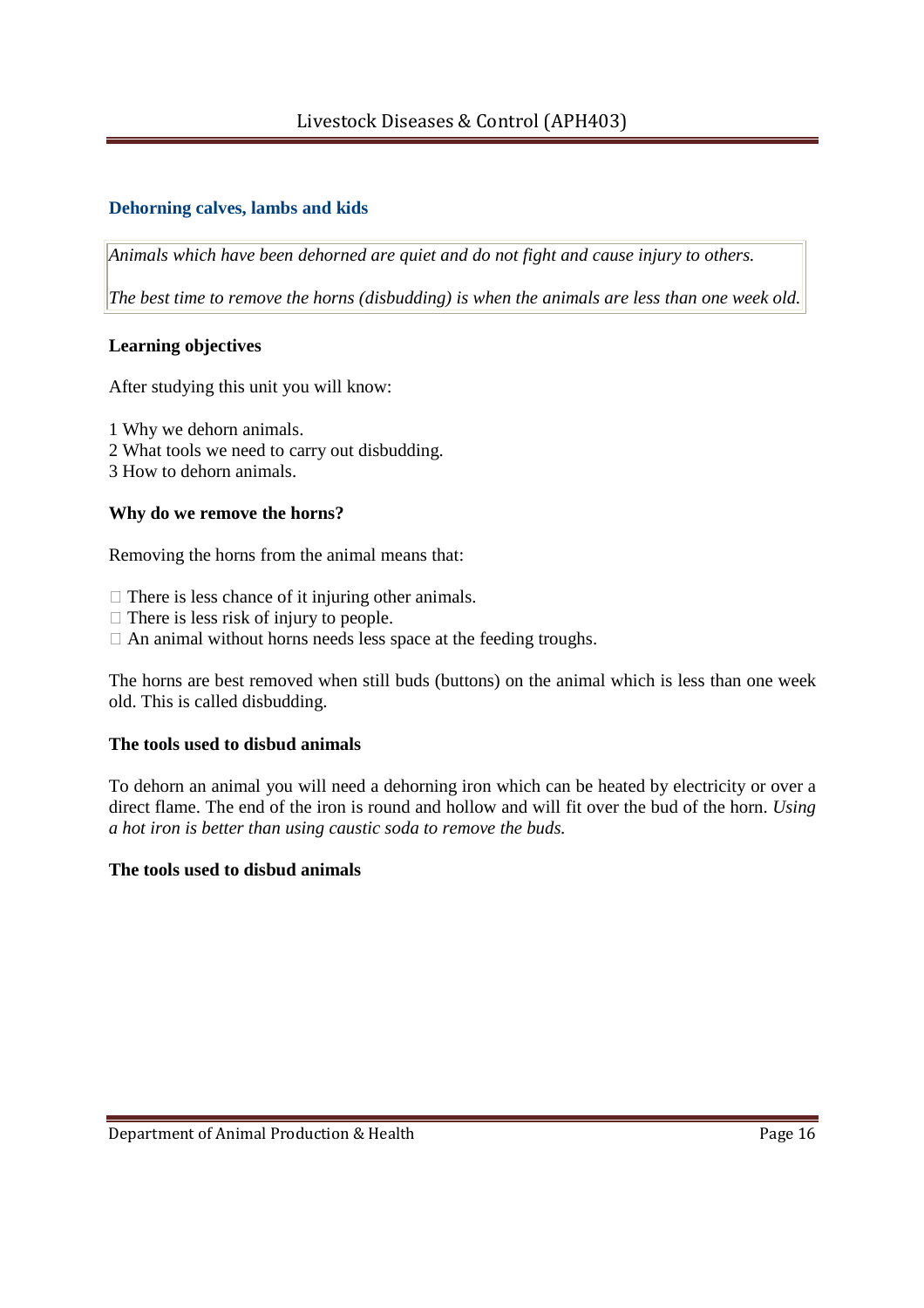## Dehorning calves, lambs and kids

*Animals which have been dehorned are quiet and do not fight and cause injury to others.*

*The best time to remove the horns (disbudding) is when the animals are less than one week old.*

**Learning objectives**

After studying this unit you will know:

1 Why we dehorn animals.
2 What tools we need to carry out disbudding.
3 How to dehorn animals.

**Why do we remove the horns?**

Removing the horns from the animal means that:

- There is less chance of it injuring other animals.
- There is less risk of injury to people.
- An animal without horns needs less space at the feeding troughs.

The horns are best removed when still buds (buttons) on the animal which is less than one week old. This is called disbudding.

**The tools used to disbud animals**

To dehorn an animal you will need a dehorning iron which can be heated by electricity or over a direct flame. The end of the iron is round and hollow and will fit over the bud of the horn. *Using a hot iron is better than using caustic soda to remove the buds.*

**The tools used to disbud animals**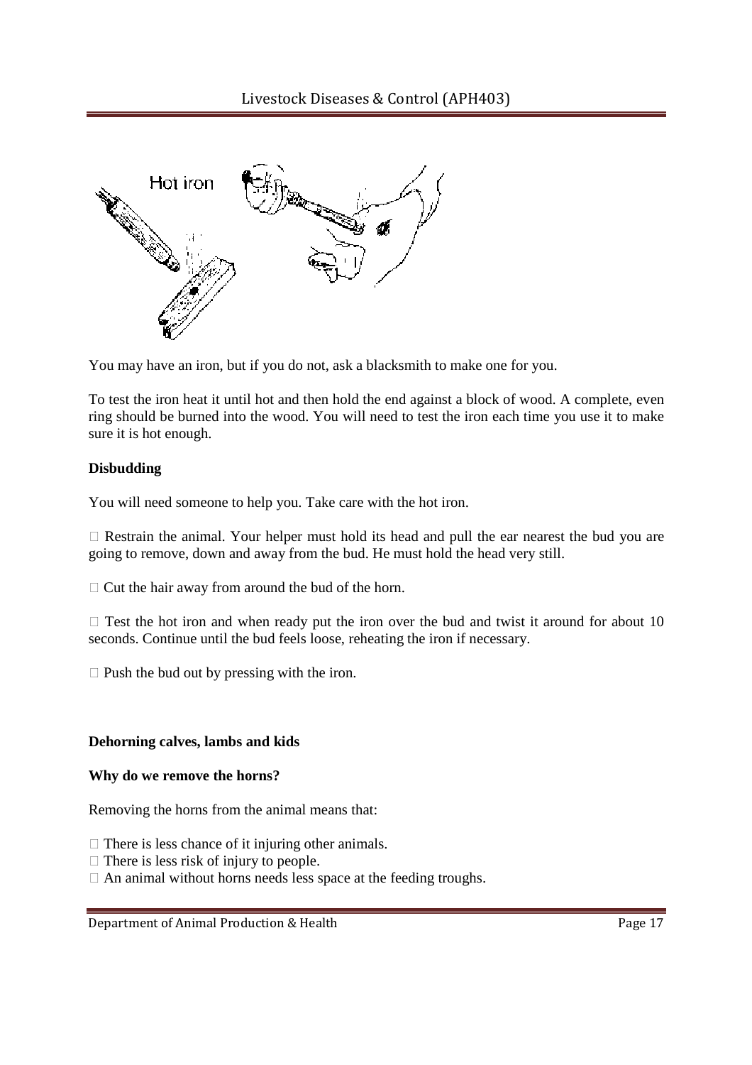Hot iron

You may have an iron, but if you do not, ask a blacksmith to make one for you.

To test the iron heat it until hot and then hold the end against a block of wood. A complete, even ring should be burned into the wood. You will need to test the iron each time you use it to make sure it is hot enough.

**Disbudding**

You will need someone to help you. Take care with the hot iron.

- Restrain the animal. Your helper must hold its head and pull the ear nearest the bud you are going to remove, down and away from the bud. He must hold the head very still.
- Cut the hair away from around the bud of the horn.
- Test the hot iron and when ready put the iron over the bud and twist it around for about 10 seconds. Continue until the bud feels loose, reheating the iron if necessary.
- Push the bud out by pressing with the iron.

**Dehorning calves, lambs and kids**

**Why do we remove the horns?**

Removing the horns from the animal means that:

- There is less chance of it injuring other animals.
- There is less risk of injury to people.
- An animal without horns needs less space at the feeding troughs.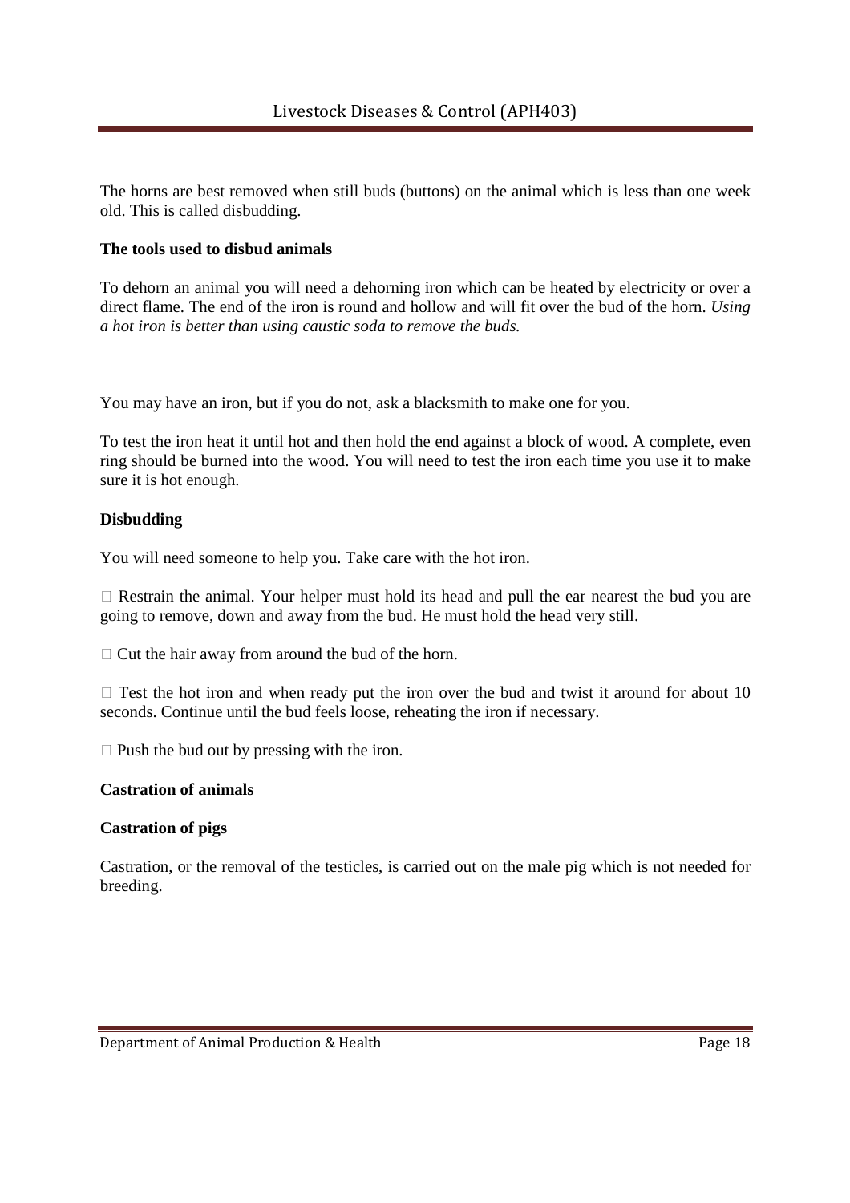The horns are best removed when still buds (buttons) on the animal which is less than one week old. This is called disbudding.

**The tools used to disbud animals**

To dehorn an animal you will need a dehorning iron which can be heated by electricity or over a direct flame. The end of the iron is round and hollow and will fit over the bud of the horn. *Using a hot iron is better than using caustic soda to remove the buds.*

You may have an iron, but if you do not, ask a blacksmith to make one for you.

To test the iron heat it until hot and then hold the end against a block of wood. A complete, even ring should be burned into the wood. You will need to test the iron each time you use it to make sure it is hot enough.

**Disbudding**

You will need someone to help you. Take care with the hot iron.

- Restrain the animal. Your helper must hold its head and pull the ear nearest the bud you are going to remove, down and away from the bud. He must hold the head very still.
- Cut the hair away from around the bud of the horn.
- Test the hot iron and when ready put the iron over the bud and twist it around for about 10 seconds. Continue until the bud feels loose, reheating the iron if necessary.
- Push the bud out by pressing with the iron.

**Castration of animals**

**Castration of pigs**

Castration, or the removal of the testicles, is carried out on the male pig which is not needed for breeding.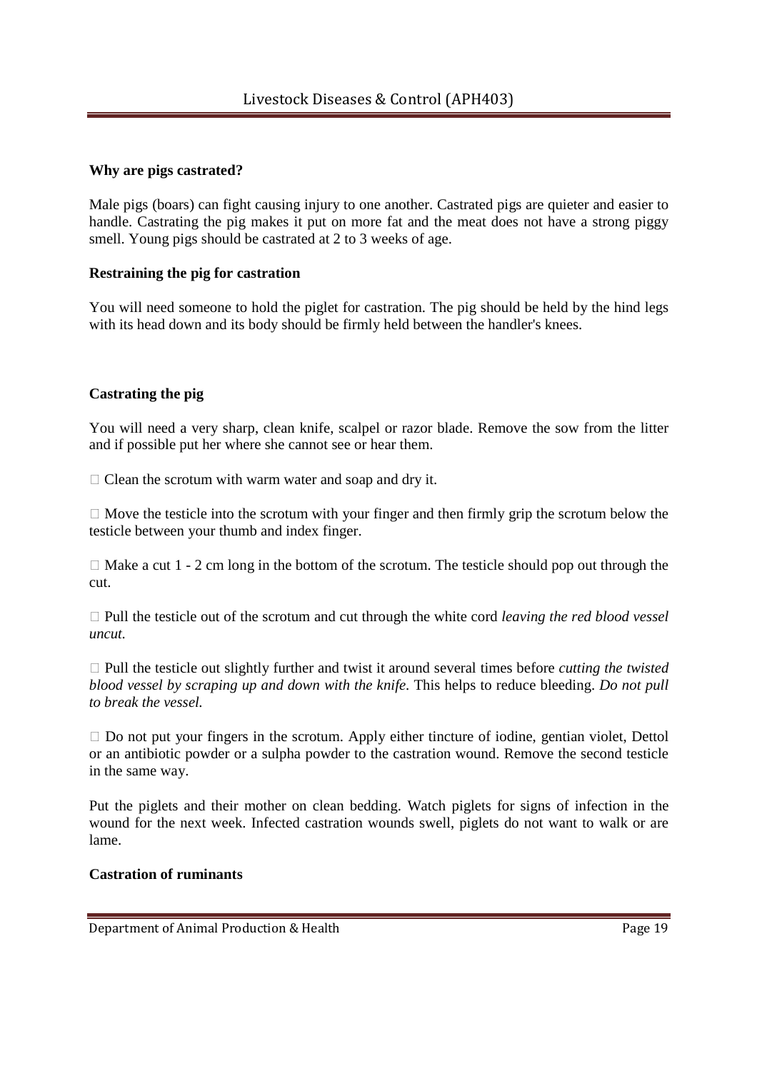**Why are pigs castrated?**

Male pigs (boars) can fight causing injury to one another. Castrated pigs are quieter and easier to handle. Castrating the pig makes it put on more fat and the meat does not have a strong piggy smell. Young pigs should be castrated at 2 to 3 weeks of age.

**Restraining the pig for castration**

You will need someone to hold the piglet for castration. The pig should be held by the hind legs with its head down and its body should be firmly held between the handler's knees.

**Castrating the pig**

You will need a very sharp, clean knife, scalpel or razor blade. Remove the sow from the litter and if possible put her where she cannot see or hear them.

- Clean the scrotum with warm water and soap and dry it.
- Move the testicle into the scrotum with your finger and then firmly grip the scrotum below the testicle between your thumb and index finger.
- Make a cut 1 - 2 cm long in the bottom of the scrotum. The testicle should pop out through the cut.
- Pull the testicle out of the scrotum and cut through the white cord *leaving the red blood vessel uncut.*
- Pull the testicle out slightly further and twist it around several times before *cutting the twisted blood vessel by scraping up and down with the knife*. This helps to reduce bleeding. *Do not pull to break the vessel.*
- Do not put your fingers in the scrotum. Apply either tincture of iodine, gentian violet, Dettol or an antibiotic powder or a sulpha powder to the castration wound. Remove the second testicle in the same way.

Put the piglets and their mother on clean bedding. Watch piglets for signs of infection in the wound for the next week. Infected castration wounds swell, piglets do not want to walk or are lame.

**Castration of ruminants**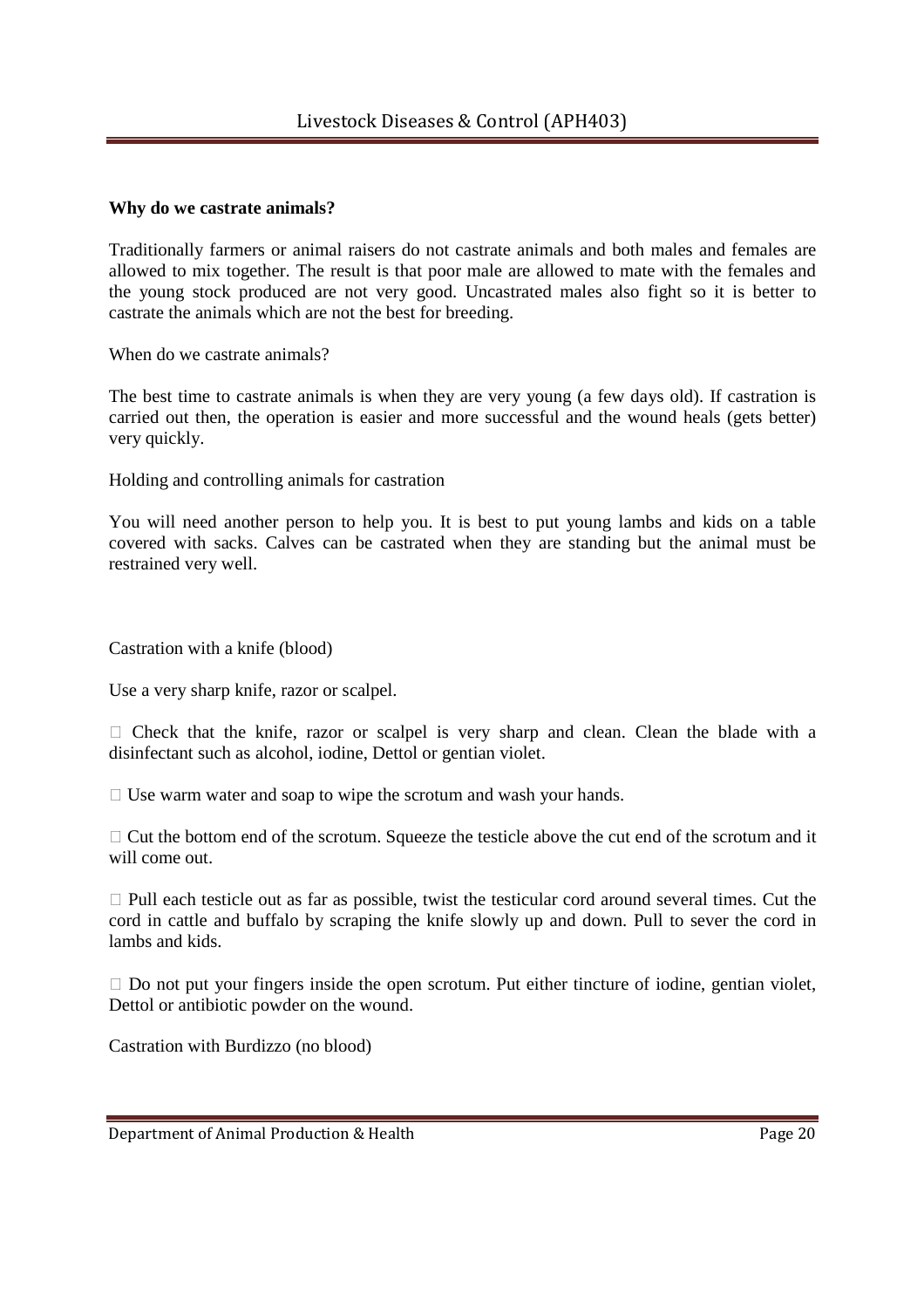**Why do we castrate animals?**

Traditionally farmers or animal raisers do not castrate animals and both males and females are allowed to mix together. The result is that poor male are allowed to mate with the females and the young stock produced are not very good. Uncastrated males also fight so it is better to castrate the animals which are not the best for breeding.

When do we castrate animals?

The best time to castrate animals is when they are very young (a few days old). If castration is carried out then, the operation is easier and more successful and the wound heals (gets better) very quickly.

Holding and controlling animals for castration

You will need another person to help you. It is best to put young lambs and kids on a table covered with sacks. Calves can be castrated when they are standing but the animal must be restrained very well.

Castration with a knife (blood)

Use a very sharp knife, razor or scalpel.

- Check that the knife, razor or scalpel is very sharp and clean. Clean the blade with a disinfectant such as alcohol, iodine, Dettol or gentian violet.
- Use warm water and soap to wipe the scrotum and wash your hands.
- Cut the bottom end of the scrotum. Squeeze the testicle above the cut end of the scrotum and it will come out.
- Pull each testicle out as far as possible, twist the testicular cord around several times. Cut the cord in cattle and buffalo by scraping the knife slowly up and down. Pull to sever the cord in lambs and kids.
- Do not put your fingers inside the open scrotum. Put either tincture of iodine, gentian violet, Dettol or antibiotic powder on the wound.

Castration with Burdizzo (no blood)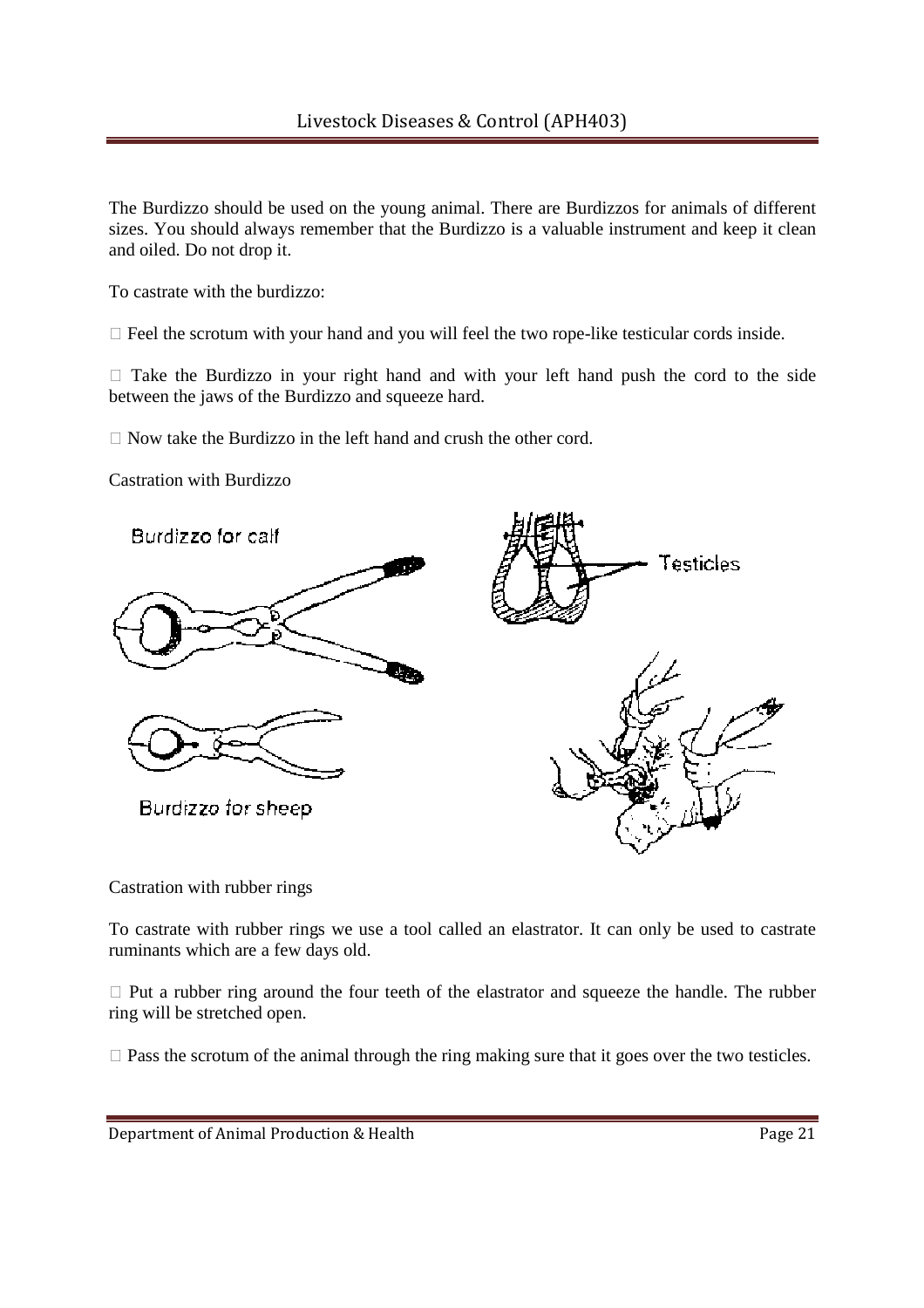The Burdizzo should be used on the young animal. There are Burdizzos for animals of different sizes. You should always remember that the Burdizzo is a valuable instrument and keep it clean and oiled. Do not drop it.

To castrate with the burdizzo:

- Feel the scrotum with your hand and you will feel the two rope-like testicular cords inside.
- Take the Burdizzo in your right hand and with your left hand push the cord to the side between the jaws of the Burdizzo and squeeze hard.
- Now take the Burdizzo in the left hand and crush the other cord.

Castration with Burdizzo

Burdizzo for calf

Testicles

Burdizzo for sheep

Castration with rubber rings

To castrate with rubber rings we use a tool called an elastrator. It can only be used to castrate ruminants which are a few days old.

- Put a rubber ring around the four teeth of the elastrator and squeeze the handle. The rubber ring will be stretched open.
- Pass the scrotum of the animal through the ring making sure that it goes over the two testicles.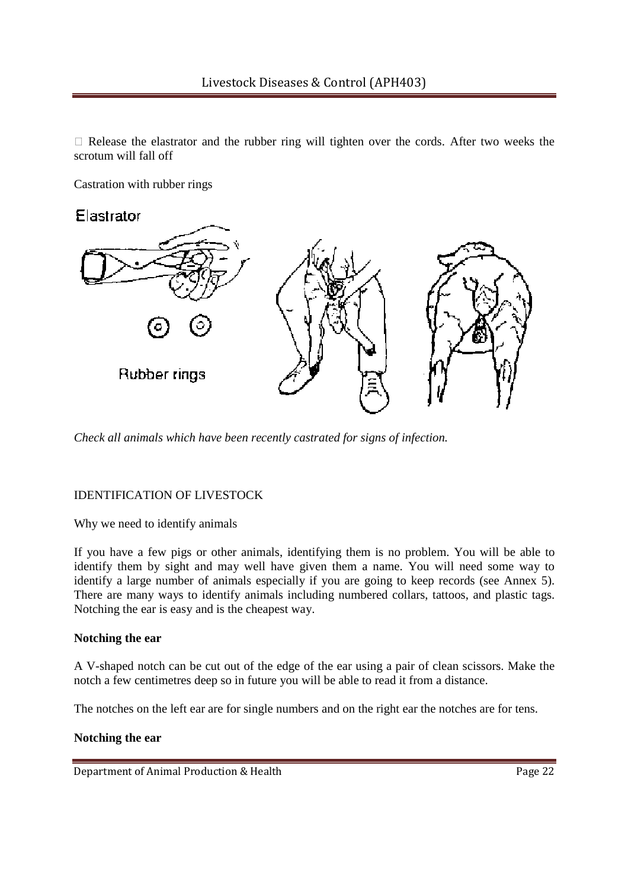- Release the elastrator and the rubber ring will tighten over the cords. After two weeks the scrotum will fall off

Castration with rubber rings

*Check all animals which have been recently castrated for signs of infection.*

IDENTIFICATION OF LIVESTOCK

Why we need to identify animals

If you have a few pigs or other animals, identifying them is no problem. You will be able to identify them by sight and may well have given them a name. You will need some way to identify a large number of animals especially if you are going to keep records (see Annex 5). There are many ways to identify animals including numbered collars, tattoos, and plastic tags. Notching the ear is easy and is the cheapest way.

**Notching the ear**

A V-shaped notch can be cut out of the edge of the ear using a pair of clean scissors. Make the notch a few centimetres deep so in future you will be able to read it from a distance.

The notches on the left ear are for single numbers and on the right ear the notches are for tens.

**Notching the ear**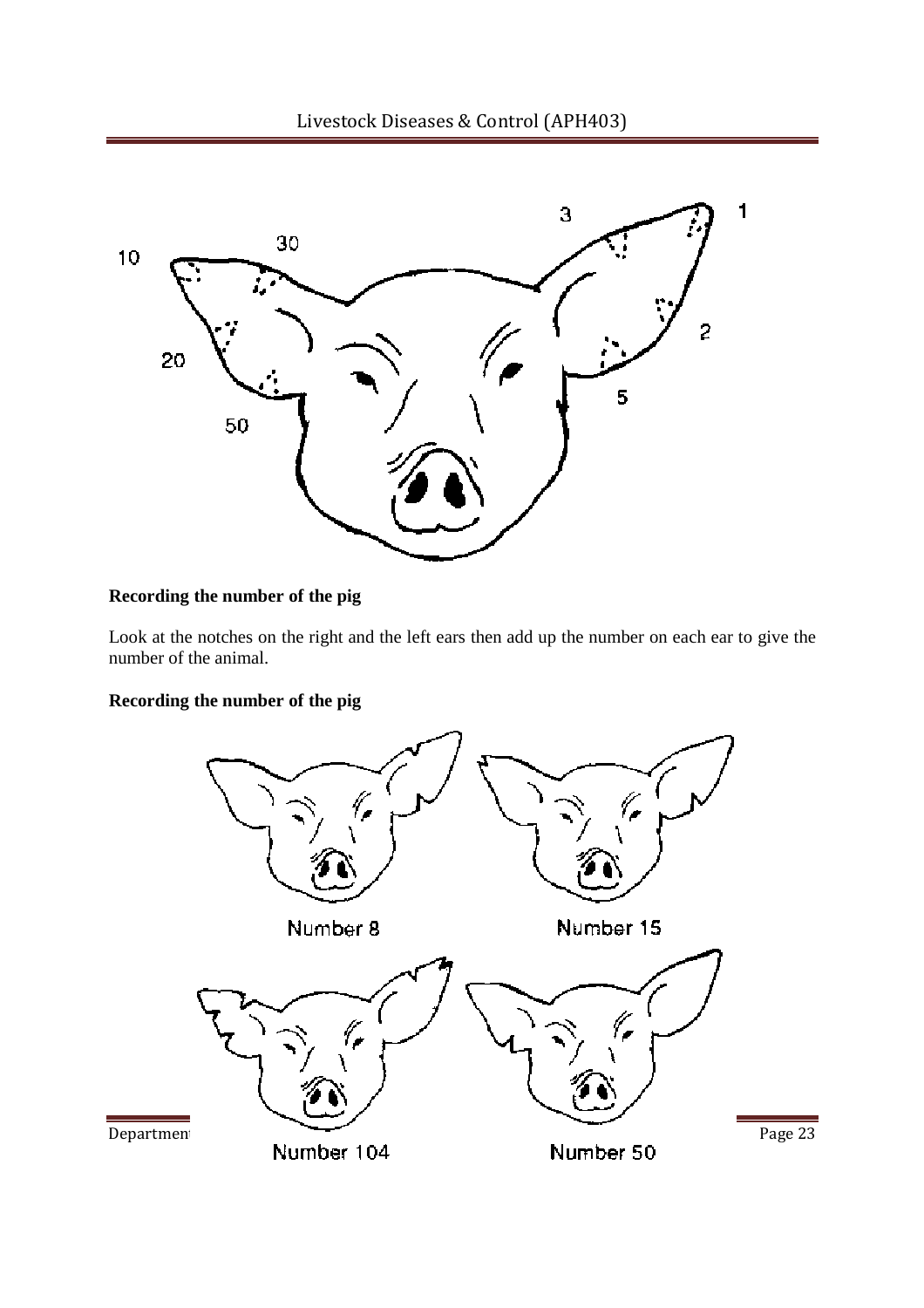10

30

3

1

2

20

5

50

## Recording the number of the pig

Look at the notches on the right and the left ears then add up the number on each ear to give the number of the animal.

## Recording the number of the pig

Number 8

Number 15

Number 104

Number 50